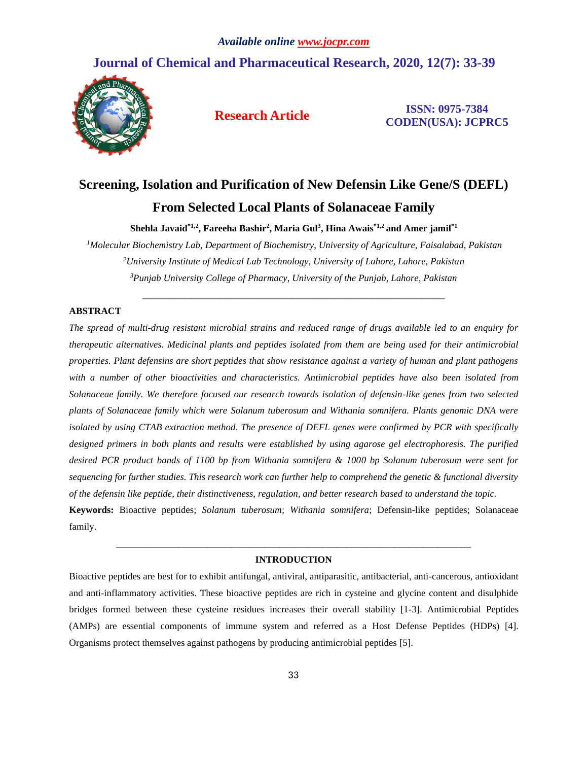# Screening, Isolation and Purification of New Defensin Like Gene/S (DEFL) From Selected Local Plants of Solanaceae Family

**Shehla Javaid[*1,2], Fareeha Bashir[2], Maria Gul[3], Hina Awais[*1,2] and Amer jamil[*1]**

[1]*Molecular Biochemistry Lab, Department of Biochemistry, University of Agriculture, Faisalabad, Pakistan*

[2]*University Institute of Medical Lab Technology, University of Lahore, Lahore, Pakistan*

[3]*Punjab University College of Pharmacy, University of the Punjab, Lahore, Pakistan*

---

## ABSTRACT

*The spread of multi-drug resistant microbial strains and reduced range of drugs available led to an enquiry for therapeutic alternatives. Medicinal plants and peptides isolated from them are being used for their antimicrobial properties. Plant defensins are short peptides that show resistance against a variety of human and plant pathogens with a number of other bioactivities and characteristics. Antimicrobial peptides have also been isolated from Solanaceae family. We therefore focused our research towards isolation of defensin-like genes from two selected plants of Solanaceae family which were Solanum tuberosum and Withania somnifera. Plants genomic DNA were isolated by using CTAB extraction method. The presence of DEFL genes were confirmed by PCR with specifically designed primers in both plants and results were established by using agarose gel electrophoresis. The purified desired PCR product bands of 1100 bp from Withania somnifera & 1000 bp Solanum tuberosum were sent for sequencing for further studies. This research work can further help to comprehend the genetic & functional diversity of the defensin like peptide, their distinctiveness, regulation, and better research based to understand the topic.*

**Keywords:** Bioactive peptides; *Solanum tuberosum*; *Withania somnifera*; Defensin-like peptides; Solanaceae family.

---

## INTRODUCTION

Bioactive peptides are best for to exhibit antifungal, antiviral, antiparasitic, antibacterial, anti-cancerous, antioxidant and anti-inflammatory activities. These bioactive peptides are rich in cysteine and glycine content and disulphide bridges formed between these cysteine residues increases their overall stability [1-3]. Antimicrobial Peptides (AMPs) are essential components of immune system and referred as a Host Defense Peptides (HDPs) [4]. Organisms protect themselves against pathogens by producing antimicrobial peptides [5].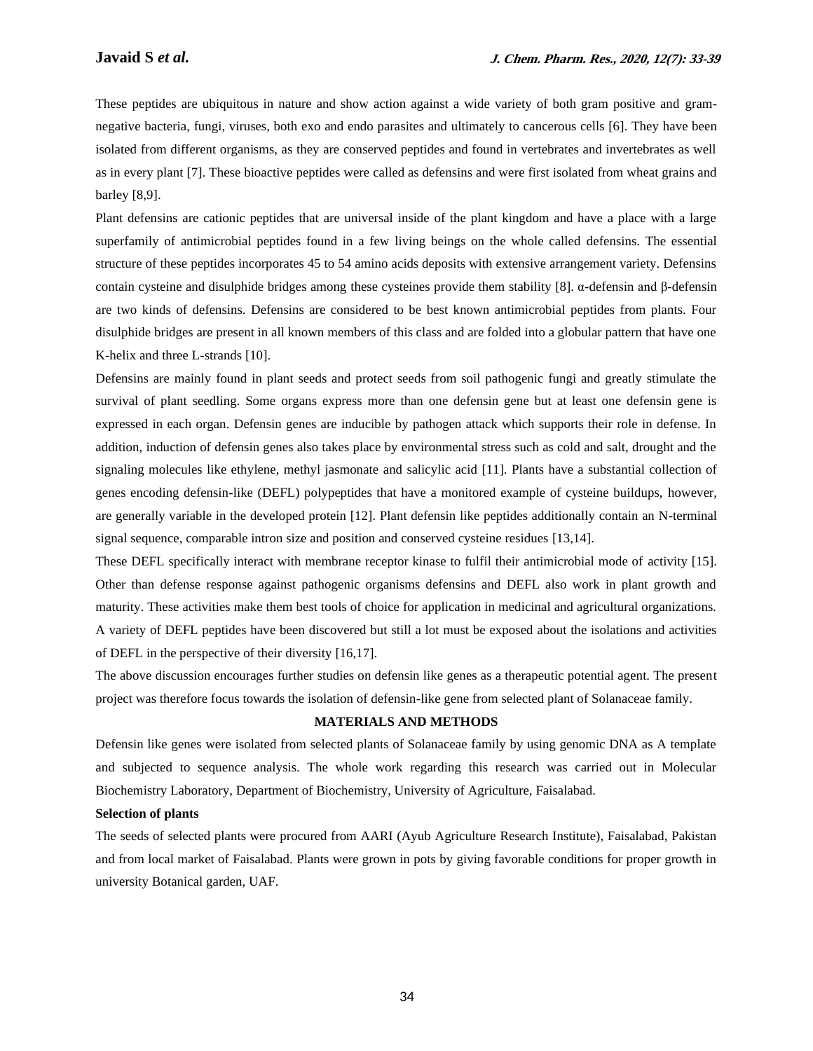These peptides are ubiquitous in nature and show action against a wide variety of both gram positive and gram-negative bacteria, fungi, viruses, both exo and endo parasites and ultimately to cancerous cells [6]. They have been isolated from different organisms, as they are conserved peptides and found in vertebrates and invertebrates as well as in every plant [7]. These bioactive peptides were called as defensins and were first isolated from wheat grains and barley [8,9].

Plant defensins are cationic peptides that are universal inside of the plant kingdom and have a place with a large superfamily of antimicrobial peptides found in a few living beings on the whole called defensins. The essential structure of these peptides incorporates 45 to 54 amino acids deposits with extensive arrangement variety. Defensins contain cysteine and disulphide bridges among these cysteines provide them stability [8]. α-defensin and β-defensin are two kinds of defensins. Defensins are considered to be best known antimicrobial peptides from plants. Four disulphide bridges are present in all known members of this class and are folded into a globular pattern that have one K-helix and three L-strands [10].

Defensins are mainly found in plant seeds and protect seeds from soil pathogenic fungi and greatly stimulate the survival of plant seedling. Some organs express more than one defensin gene but at least one defensin gene is expressed in each organ. Defensin genes are inducible by pathogen attack which supports their role in defense. In addition, induction of defensin genes also takes place by environmental stress such as cold and salt, drought and the signaling molecules like ethylene, methyl jasmonate and salicylic acid [11]. Plants have a substantial collection of genes encoding defensin-like (DEFL) polypeptides that have a monitored example of cysteine buildups, however, are generally variable in the developed protein [12]. Plant defensin like peptides additionally contain an N-terminal signal sequence, comparable intron size and position and conserved cysteine residues [13,14].

These DEFL specifically interact with membrane receptor kinase to fulfil their antimicrobial mode of activity [15]. Other than defense response against pathogenic organisms defensins and DEFL also work in plant growth and maturity. These activities make them best tools of choice for application in medicinal and agricultural organizations. A variety of DEFL peptides have been discovered but still a lot must be exposed about the isolations and activities of DEFL in the perspective of their diversity [16,17].

The above discussion encourages further studies on defensin like genes as a therapeutic potential agent. The present project was therefore focus towards the isolation of defensin-like gene from selected plant of Solanaceae family.

## MATERIALS AND METHODS

Defensin like genes were isolated from selected plants of Solanaceae family by using genomic DNA as A template and subjected to sequence analysis. The whole work regarding this research was carried out in Molecular Biochemistry Laboratory, Department of Biochemistry, University of Agriculture, Faisalabad.

### Selection of plants

The seeds of selected plants were procured from AARI (Ayub Agriculture Research Institute), Faisalabad, Pakistan and from local market of Faisalabad. Plants were grown in pots by giving favorable conditions for proper growth in university Botanical garden, UAF.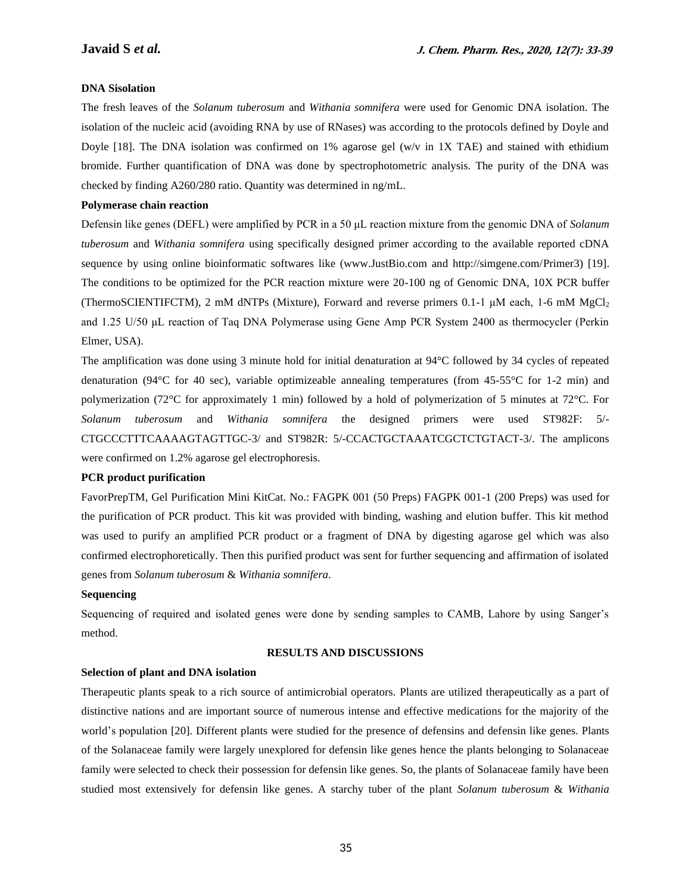### DNA Sisolation

The fresh leaves of the *Solanum tuberosum* and *Withania somnifera* were used for Genomic DNA isolation. The isolation of the nucleic acid (avoiding RNA by use of RNases) was according to the protocols defined by Doyle and Doyle [18]. The DNA isolation was confirmed on 1% agarose gel (w/v in 1X TAE) and stained with ethidium bromide. Further quantification of DNA was done by spectrophotometric analysis. The purity of the DNA was checked by finding A260/280 ratio. Quantity was determined in ng/mL.

### Polymerase chain reaction

Defensin like genes (DEFL) were amplified by PCR in a 50 μL reaction mixture from the genomic DNA of *Solanum tuberosum* and *Withania somnifera* using specifically designed primer according to the available reported cDNA sequence by using online bioinformatic softwares like (www.JustBio.com and http://simgene.com/Primer3) [19]. The conditions to be optimized for the PCR reaction mixture were 20-100 ng of Genomic DNA, 10X PCR buffer (ThermoSCIENTIFCTM), 2 mM dNTPs (Mixture), Forward and reverse primers 0.1-1 μM each, 1-6 mM $MgCl_2$ and 1.25 U/50 μL reaction of Taq DNA Polymerase using Gene Amp PCR System 2400 as thermocycler (Perkin Elmer, USA).

The amplification was done using 3 minute hold for initial denaturation at 94°C followed by 34 cycles of repeated denaturation (94°C for 40 sec), variable optimizeable annealing temperatures (from 45-55°C for 1-2 min) and polymerization (72°C for approximately 1 min) followed by a hold of polymerization of 5 minutes at 72°C. For *Solanum tuberosum* and *Withania somnifera* the designed primers were used ST982F: 5/-CTGCCCTTTCAAAAGTAGTTGC-3/ and ST982R: 5/-CCACTGCTAAATCGCTCTGTACT-3/. The amplicons were confirmed on 1.2% agarose gel electrophoresis.

### PCR product purification

FavorPrepTM, Gel Purification Mini KitCat. No.: FAGPK 001 (50 Preps) FAGPK 001-1 (200 Preps) was used for the purification of PCR product. This kit was provided with binding, washing and elution buffer. This kit method was used to purify an amplified PCR product or a fragment of DNA by digesting agarose gel which was also confirmed electrophoretically. Then this purified product was sent for further sequencing and affirmation of isolated genes from *Solanum tuberosum* & *Withania somnifera*.

### Sequencing

Sequencing of required and isolated genes were done by sending samples to CAMB, Lahore by using Sanger's method.

## RESULTS AND DISCUSSIONS

### Selection of plant and DNA isolation

Therapeutic plants speak to a rich source of antimicrobial operators. Plants are utilized therapeutically as a part of distinctive nations and are important source of numerous intense and effective medications for the majority of the world's population [20]. Different plants were studied for the presence of defensins and defensin like genes. Plants of the Solanaceae family were largely unexplored for defensin like genes hence the plants belonging to Solanaceae family were selected to check their possession for defensin like genes. So, the plants of Solanaceae family have been studied most extensively for defensin like genes. A starchy tuber of the plant *Solanum tuberosum* & *Withania*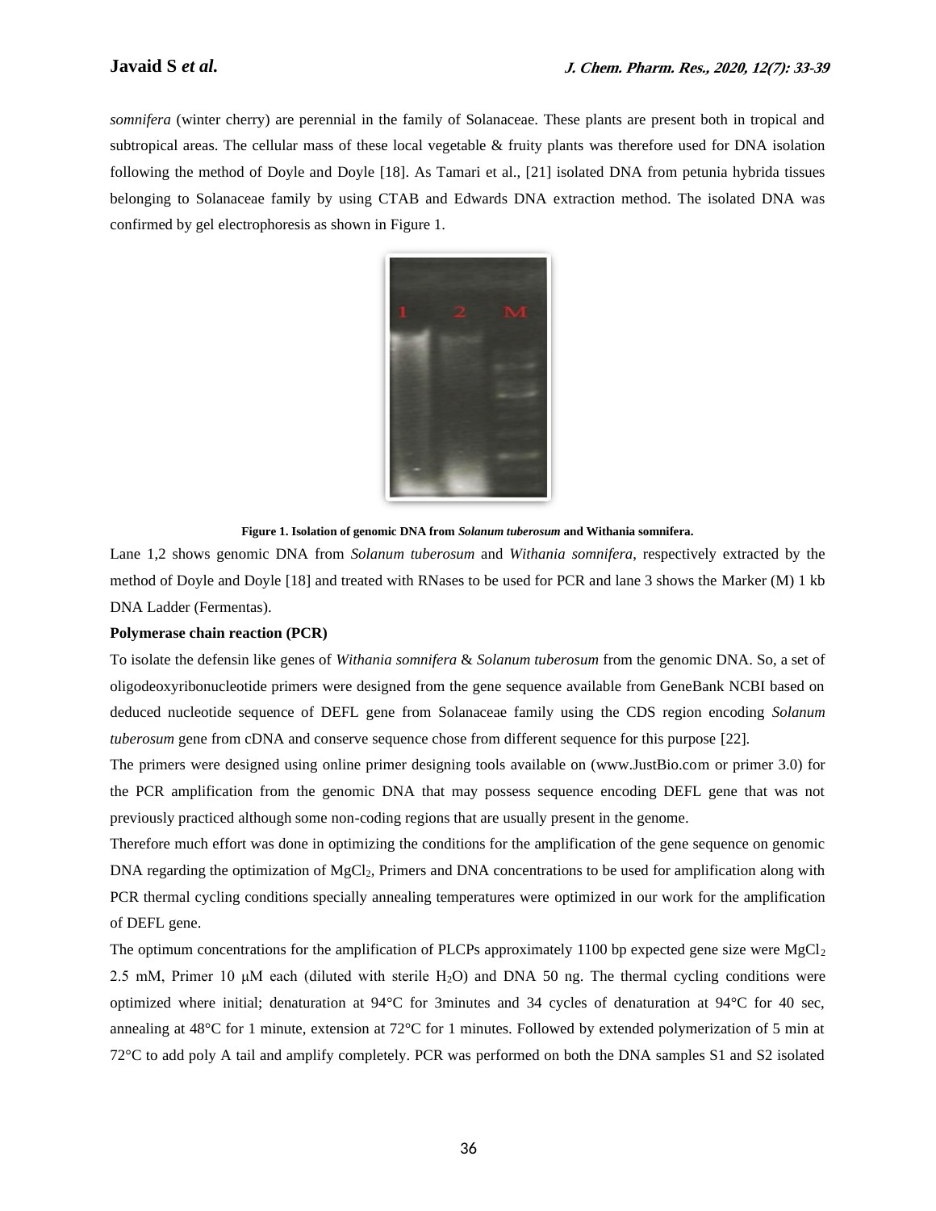*somnifera* (winter cherry) are perennial in the family of Solanaceae. These plants are present both in tropical and subtropical areas. The cellular mass of these local vegetable & fruity plants was therefore used for DNA isolation following the method of Doyle and Doyle [18]. As Tamari et al., [21] isolated DNA from petunia hybrida tissues belonging to Solanaceae family by using CTAB and Edwards DNA extraction method. The isolated DNA was confirmed by gel electrophoresis as shown in Figure 1.

**Figure 1. Isolation of genomic DNA from *Solanum tuberosum* and Withania somnifera.**

Lane 1,2 shows genomic DNA from *Solanum tuberosum* and *Withania somnifera*, respectively extracted by the method of Doyle and Doyle [18] and treated with RNases to be used for PCR and lane 3 shows the Marker (M) 1 kb DNA Ladder (Fermentas).

**Polymerase chain reaction (PCR)**

To isolate the defensin like genes of *Withania somnifera* & *Solanum tuberosum* from the genomic DNA. So, a set of oligodeoxyribonucleotide primers were designed from the gene sequence available from GeneBank NCBI based on deduced nucleotide sequence of DEFL gene from Solanaceae family using the CDS region encoding *Solanum tuberosum* gene from cDNA and conserve sequence chose from different sequence for this purpose [22].

The primers were designed using online primer designing tools available on (www.JustBio.com or primer 3.0) for the PCR amplification from the genomic DNA that may possess sequence encoding DEFL gene that was not previously practiced although some non-coding regions that are usually present in the genome.

Therefore much effort was done in optimizing the conditions for the amplification of the gene sequence on genomic DNA regarding the optimization of $MgCl_2$, Primers and DNA concentrations to be used for amplification along with PCR thermal cycling conditions specially annealing temperatures were optimized in our work for the amplification of DEFL gene.

The optimum concentrations for the amplification of PLCPs approximately 1100 bp expected gene size were $MgCl_2$ 2.5 mM, Primer 10 μM each (diluted with sterile $H_2O$) and DNA 50 ng. The thermal cycling conditions were optimized where initial; denaturation at 94°C for 3minutes and 34 cycles of denaturation at 94°C for 40 sec, annealing at 48°C for 1 minute, extension at 72°C for 1 minutes. Followed by extended polymerization of 5 min at 72°C to add poly A tail and amplify completely. PCR was performed on both the DNA samples S1 and S2 isolated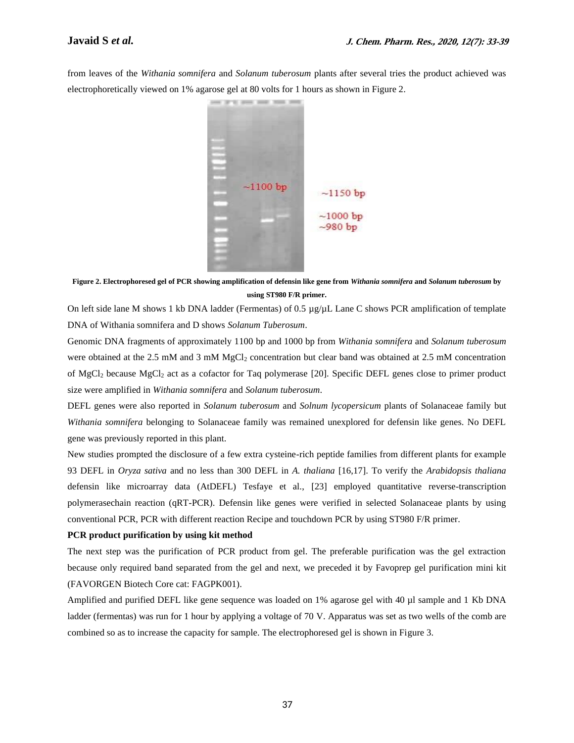from leaves of the *Withania somnifera* and *Solanum tuberosum* plants after several tries the product achieved was electrophoretically viewed on 1% agarose gel at 80 volts for 1 hours as shown in Figure 2.

~1100 bp

~1150 bp

~1000 bp
~980 bp

**Figure 2. Electrophoresed gel of PCR showing amplification of defensin like gene from *Withania somnifera* and *Solanum tuberosum* by using ST980 F/R primer.**

On left side lane M shows 1 kb DNA ladder (Fermentas) of 0.5 µg/µL Lane C shows PCR amplification of template DNA of Withania somnifera and D shows *Solanum Tuberosum*.

Genomic DNA fragments of approximately 1100 bp and 1000 bp from *Withania somnifera* and *Solanum tuberosum* were obtained at the 2.5 mM and 3 mM $MgCl_2$ concentration but clear band was obtained at 2.5 mM concentration of $MgCl_2$ because $MgCl_2$ act as a cofactor for Taq polymerase [20]. Specific DEFL genes close to primer product size were amplified in *Withania somnifera* and *Solanum tuberosum*.

DEFL genes were also reported in *Solanum tuberosum* and *Solnum lycopersicum* plants of Solanaceae family but *Withania somnifera* belonging to Solanaceae family was remained unexplored for defensin like genes. No DEFL gene was previously reported in this plant.

New studies prompted the disclosure of a few extra cysteine-rich peptide families from different plants for example 93 DEFL in *Oryza sativa* and no less than 300 DEFL in *A. thaliana* [16,17]. To verify the *Arabidopsis thaliana* defensin like microarray data (AtDEFL) Tesfaye et al., [23] employed quantitative reverse-transcription polymerasechain reaction (qRT-PCR). Defensin like genes were verified in selected Solanaceae plants by using conventional PCR, PCR with different reaction Recipe and touchdown PCR by using ST980 F/R primer.

**PCR product purification by using kit method**

The next step was the purification of PCR product from gel. The preferable purification was the gel extraction because only required band separated from the gel and next, we preceded it by Favoprep gel purification mini kit (FAVORGEN Biotech Core cat: FAGPK001).

Amplified and purified DEFL like gene sequence was loaded on 1% agarose gel with 40 µl sample and 1 Kb DNA ladder (fermentas) was run for 1 hour by applying a voltage of 70 V. Apparatus was set as two wells of the comb are combined so as to increase the capacity for sample. The electrophoresed gel is shown in Figure 3.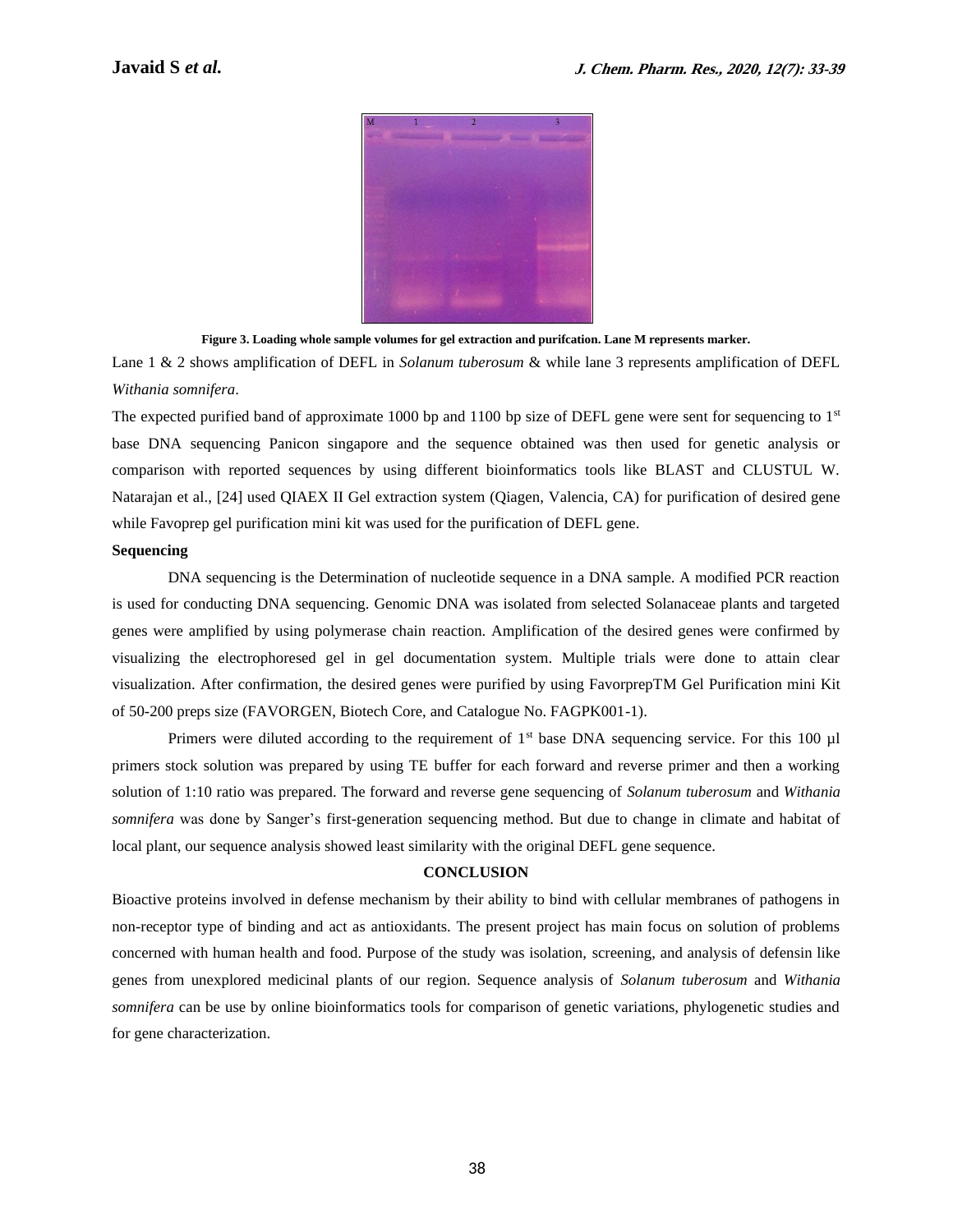Figure 3. Loading whole sample volumes for gel extraction and purifcation. Lane M represents marker.

Lane 1 & 2 shows amplification of DEFL in *Solanum tuberosum* & while lane 3 represents amplification of DEFL *Withania somnifera*.

The expected purified band of approximate 1000 bp and 1100 bp size of DEFL gene were sent for sequencing to 1st base DNA sequencing Panicon singapore and the sequence obtained was then used for genetic analysis or comparison with reported sequences by using different bioinformatics tools like BLAST and CLUSTUL W. Natarajan et al., [24] used QIAEX II Gel extraction system (Qiagen, Valencia, CA) for purification of desired gene while Favoprep gel purification mini kit was used for the purification of DEFL gene.

**Sequencing**

DNA sequencing is the Determination of nucleotide sequence in a DNA sample. A modified PCR reaction is used for conducting DNA sequencing. Genomic DNA was isolated from selected Solanaceae plants and targeted genes were amplified by using polymerase chain reaction. Amplification of the desired genes were confirmed by visualizing the electrophoresed gel in gel documentation system. Multiple trials were done to attain clear visualization. After confirmation, the desired genes were purified by using FavorprepTM Gel Purification mini Kit of 50-200 preps size (FAVORGEN, Biotech Core, and Catalogue No. FAGPK001-1).

Primers were diluted according to the requirement of 1st base DNA sequencing service. For this 100 µl primers stock solution was prepared by using TE buffer for each forward and reverse primer and then a working solution of 1:10 ratio was prepared. The forward and reverse gene sequencing of *Solanum tuberosum* and *Withania somnifera* was done by Sanger's first-generation sequencing method. But due to change in climate and habitat of local plant, our sequence analysis showed least similarity with the original DEFL gene sequence.

## CONCLUSION

Bioactive proteins involved in defense mechanism by their ability to bind with cellular membranes of pathogens in non-receptor type of binding and act as antioxidants. The present project has main focus on solution of problems concerned with human health and food. Purpose of the study was isolation, screening, and analysis of defensin like genes from unexplored medicinal plants of our region. Sequence analysis of *Solanum tuberosum* and *Withania somnifera* can be use by online bioinformatics tools for comparison of genetic variations, phylogenetic studies and for gene characterization.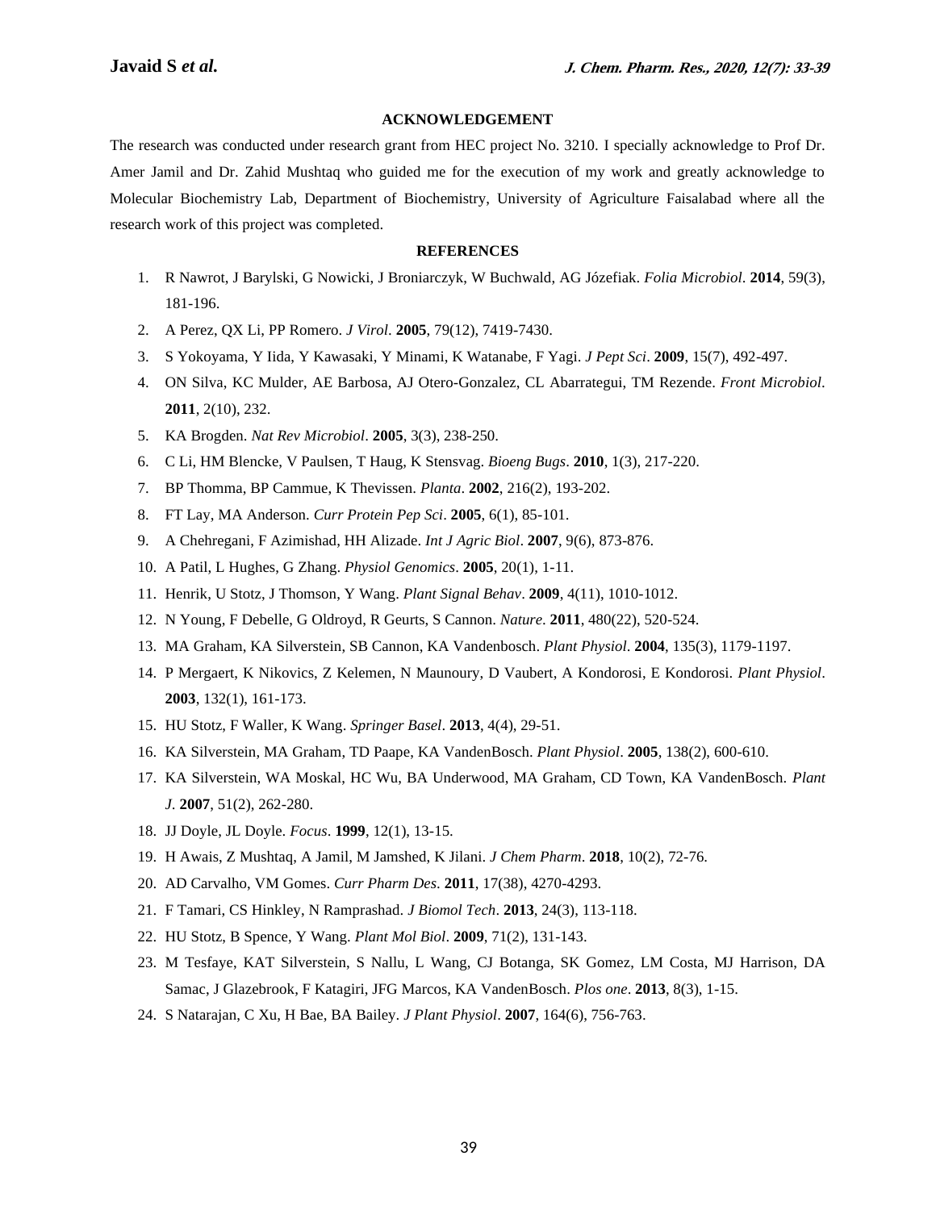## ACKNOWLEDGEMENT

The research was conducted under research grant from HEC project No. 3210. I specially acknowledge to Prof Dr. Amer Jamil and Dr. Zahid Mushtaq who guided me for the execution of my work and greatly acknowledge to Molecular Biochemistry Lab, Department of Biochemistry, University of Agriculture Faisalabad where all the research work of this project was completed.

## REFERENCES

1. R Nawrot, J Barylski, G Nowicki, J Broniarczyk, W Buchwald, AG Józefiak. *Folia Microbiol*. **2014**, 59(3), 181-196.
2. A Perez, QX Li, PP Romero. *J Virol*. **2005**, 79(12), 7419-7430.
3. S Yokoyama, Y Iida, Y Kawasaki, Y Minami, K Watanabe, F Yagi. *J Pept Sci*. **2009**, 15(7), 492-497.
4. ON Silva, KC Mulder, AE Barbosa, AJ Otero-Gonzalez, CL Abarrategui, TM Rezende. *Front Microbiol*. **2011**, 2(10), 232.
5. KA Brogden. *Nat Rev Microbiol*. **2005**, 3(3), 238-250.
6. C Li, HM Blencke, V Paulsen, T Haug, K Stensvag. *Bioeng Bugs*. **2010**, 1(3), 217-220.
7. BP Thomma, BP Cammue, K Thevissen. *Planta*. **2002**, 216(2), 193-202.
8. FT Lay, MA Anderson. *Curr Protein Pep Sci*. **2005**, 6(1), 85-101.
9. A Chehregani, F Azimishad, HH Alizade. *Int J Agric Biol*. **2007**, 9(6), 873-876.
10. A Patil, L Hughes, G Zhang. *Physiol Genomics*. **2005**, 20(1), 1-11.
11. Henrik, U Stotz, J Thomson, Y Wang. *Plant Signal Behav*. **2009**, 4(11), 1010-1012.
12. N Young, F Debelle, G Oldroyd, R Geurts, S Cannon. *Nature*. **2011**, 480(22), 520-524.
13. MA Graham, KA Silverstein, SB Cannon, KA Vandenbosch. *Plant Physiol*. **2004**, 135(3), 1179-1197.
14. P Mergaert, K Nikovics, Z Kelemen, N Maunoury, D Vaubert, A Kondorosi, E Kondorosi. *Plant Physiol*. **2003**, 132(1), 161-173.
15. HU Stotz, F Waller, K Wang. *Springer Basel*. **2013**, 4(4), 29-51.
16. KA Silverstein, MA Graham, TD Paape, KA VandenBosch. *Plant Physiol*. **2005**, 138(2), 600-610.
17. KA Silverstein, WA Moskal, HC Wu, BA Underwood, MA Graham, CD Town, KA VandenBosch. *Plant J*. **2007**, 51(2), 262-280.
18. JJ Doyle, JL Doyle. *Focus*. **1999**, 12(1), 13-15.
19. H Awais, Z Mushtaq, A Jamil, M Jamshed, K Jilani. *J Chem Pharm*. **2018**, 10(2), 72-76.
20. AD Carvalho, VM Gomes. *Curr Pharm Des*. **2011**, 17(38), 4270-4293.
21. F Tamari, CS Hinkley, N Ramprashad. *J Biomol Tech*. **2013**, 24(3), 113-118.
22. HU Stotz, B Spence, Y Wang. *Plant Mol Biol*. **2009**, 71(2), 131-143.
23. M Tesfaye, KAT Silverstein, S Nallu, L Wang, CJ Botanga, SK Gomez, LM Costa, MJ Harrison, DA Samac, J Glazebrook, F Katagiri, JFG Marcos, KA VandenBosch. *Plos one*. **2013**, 8(3), 1-15.
24. S Natarajan, C Xu, H Bae, BA Bailey. *J Plant Physiol*. **2007**, 164(6), 756-763.